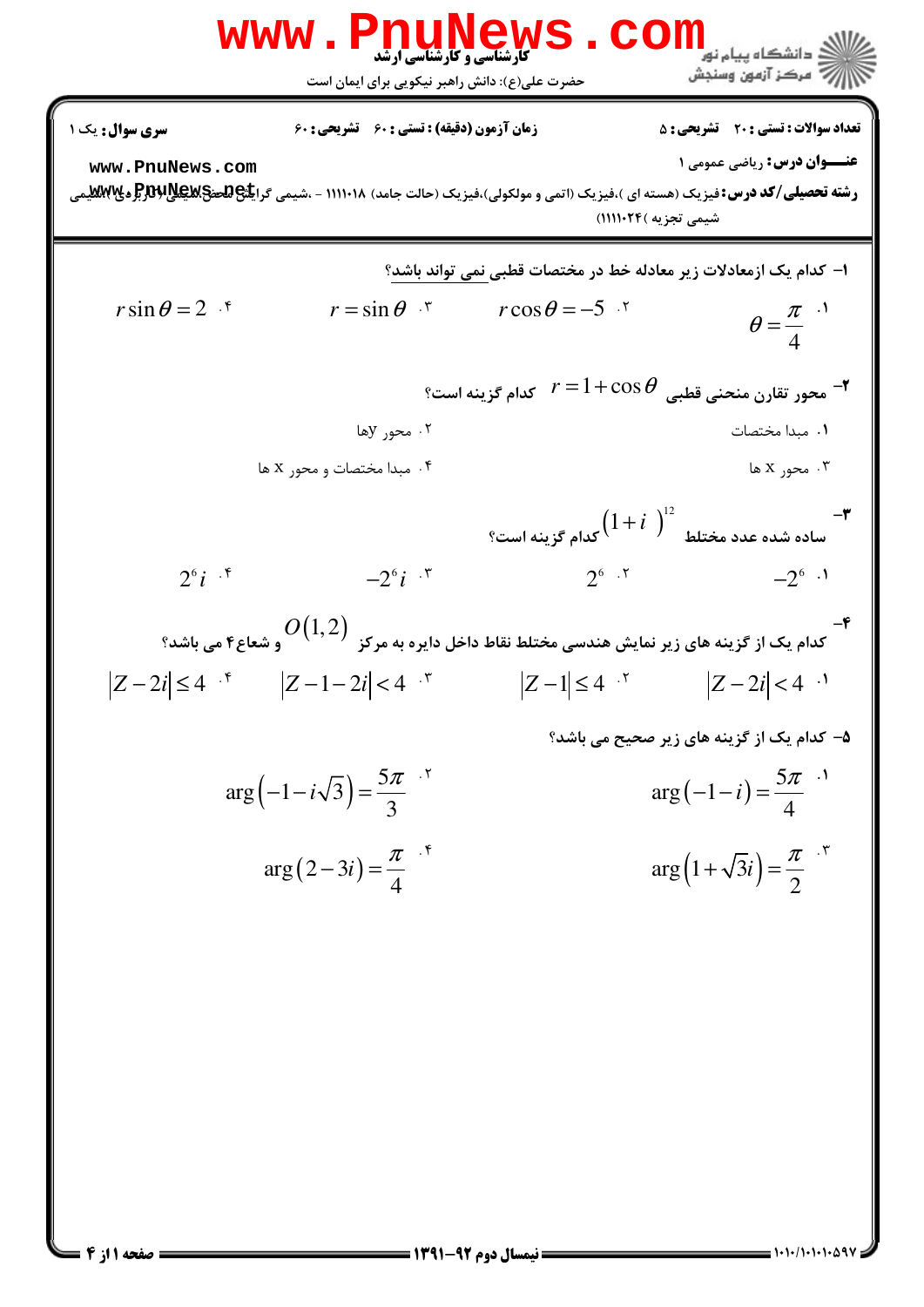**کارشناسی و کارشناسی ارشد**

حضرت علی(ع): دانش راهبر نیکویی برای ایمان است

دانشگاه پیام نور
مرکز آزمون وسنجش

| سری سوال: یک ۱ | زمان آزمون (دقیقه) : تستی : ۶۰ تشریحی : ۶۰ | تعداد سوالات : تستی : ۲۰ تشریحی : ۵ |
|---|---|---|

**عنـــوان درس:** ریاضی عمومی ۱

**رشته تحصیلی/کد درس:** فیزیک (هسته ای )،فیزیک (اتمی و مولکولی)،فیزیک (حالت جامد) ۱۱۱۱۰۱۸ - ،شیمی گرایش محض،شیمی (کاربردی)،شیمی شیمی تجزیه )۱۱۱۱۰۲۴)

۱- کدام یک ازمعادلات زیر معادله خط در مختصات قطبی نمی تواند باشد؟

۱. $\theta = \frac{\pi}{4}$

۲. $r\cos\theta = -5$

۳. $r = \sin\theta$

۴. $r\sin\theta = 2$

۲- محور تقارن منحنی قطبی $r = 1 + \cos\theta$ کدام گزینه است؟

۱. مبدا مختصات

۲. محور yها

۳. محور x ها

۴. مبدا مختصات و محور x ها

۳- ساده شده عدد مختلط $(1+i)^{12}$ کدام گزینه است؟

۱. $-2^6$

۲. $2^6$

۳. $-2^6 i$

۴. $2^6 i$

۴- کدام یک از گزینه های زیر نمایش هندسی مختلط نقاط داخل دایره به مرکز $O(1,2)$ و شعاع ۴ می باشد؟

۱. $|Z-2i| < 4$

۲. $|Z-1| \le 4$

۳. $|Z-1-2i| < 4$

۴. $|Z-2i| \le 4$

۵- کدام یک از گزینه های زیر صحیح می باشد؟

۱. $\arg(-1-i) = \frac{5\pi}{4}$

۲. $\arg(-1-i\sqrt{3}) = \frac{5\pi}{3}$

۳. $\arg(1+\sqrt{3}i) = \frac{\pi}{2}$

۴. $\arg(2-3i) = \frac{\pi}{4}$

نیمسال دوم ۹۲-۱۳۹۱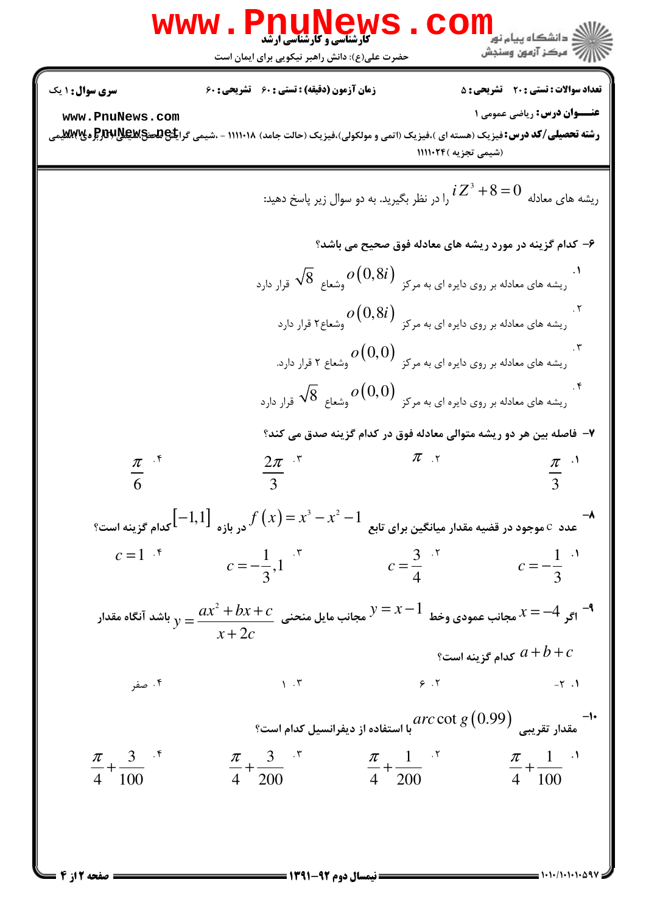ریشه های معادله $iZ^3+8=0$ را در نظر بگیرید. به دو سوال زیر پاسخ دهید:

**۶- کدام گزینه در مورد ریشه های معادله فوق صحیح می باشد؟**

۱. ریشه های معادله بر روی دایره ای به مرکز $o(0,8i)$ وشعاع $\sqrt{8}$ قرار دارد

۲. ریشه های معادله بر روی دایره ای به مرکز $o(0,8i)$ وشعاع۲ قرار دارد

۳. ریشه های معادله بر روی دایره ای به مرکز $o(0,0)$ وشعاع ۲ قرار دارد.

۴. ریشه های معادله بر روی دایره ای به مرکز $o(0,0)$ وشعاع $\sqrt{8}$ قرار دارد

**۷- فاصله بین هر دو ریشه متوالی معادله فوق در کدام گزینه صدق می کند؟**

۱. $\frac{\pi}{3}$ ۲. $\pi$ ۳. $\frac{2\pi}{3}$ ۴. $\frac{\pi}{6}$

**۸-** عدد c موجود در قضیه مقدار میانگین برای تابع $f(x)=x^3-x^2-1$ در بازه $[-1,1]$ کدام گزینه است؟

۱. $c=-\frac{1}{3}$ ۲. $c=\frac{3}{4}$ ۳. $c=-\frac{1}{3},1$ ۴. $c=1$

**۹-** اگر $x=-4$ مجانب عمودی وخط $y=x-1$ مجانب مایل منحنی $y=\frac{ax^2+bx+c}{x+2c}$ باشد آنگاه مقدار $a+b+c$ کدام گزینه است؟

۱. ۲- ۲. ۶ ۳. ۱ ۴. صفر

**۱۰-** مقدار تقریبی $arc\cot g(0.99)$ با استفاده از دیفرانسیل کدام است؟

۱. $\frac{\pi}{4}+\frac{1}{100}$ ۲. $\frac{\pi}{4}+\frac{1}{200}$ ۳. $\frac{\pi}{4}+\frac{3}{200}$ ۴. $\frac{\pi}{4}+\frac{3}{100}$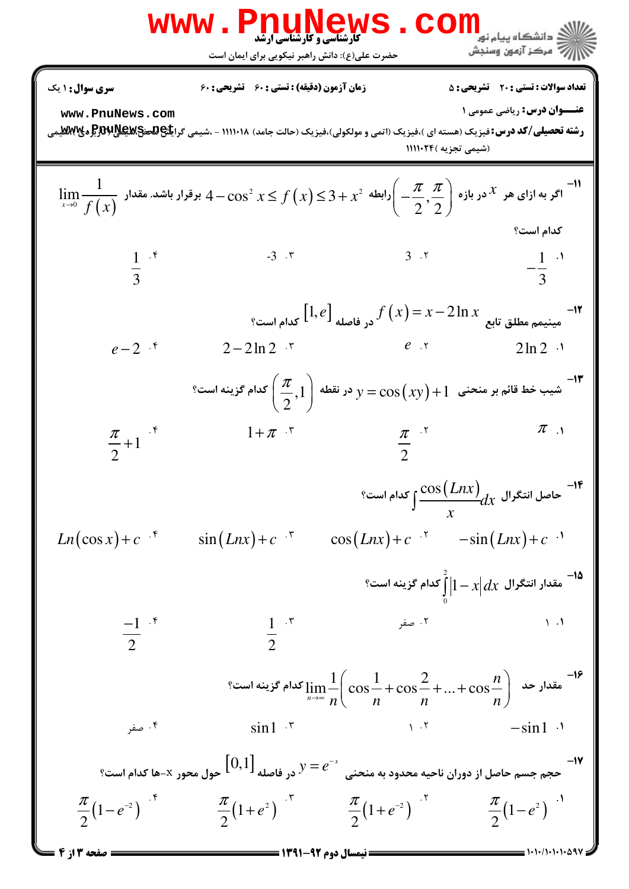**سری سوال:** ۱ یک | **زمان آزمون (دقیقه) : تستی :** ۶۰ **تشریحی :** ۶۰ | **تعداد سوالات : تستی :** ۲۰ **تشریحی :** ۵

**عنوان درس:** ریاضی عمومی ۱

**رشته تحصیلی/کد درس:** فیزیک (هسته ای )،فیزیک (اتمی و مولکولی)،فیزیک (حالت جامد) ۱۱۱۱۰۱۸ - ،شیمی گرایش محض،شیمی (کاربردی)،شیمی (شیمی تجزیه ) ۱۱۱۱۰۲۴

۱۱- اگر به ازای هر $x$ در بازه $\left(-\frac{\pi}{2},\frac{\pi}{2}\right)$ رابطه $4-\cos^2 x \le f(x) \le 3+x^2$ برقرار باشد. مقدار $\lim\limits_{x\to 0}\frac{1}{f(x)}$ کدام است؟

۱. $-\frac{1}{3}$ &nbsp;&nbsp; ۲. $3$ &nbsp;&nbsp; ۳. $-3$ &nbsp;&nbsp; ۴. $\frac{1}{3}$

۱۲- مینیمم مطلق تابع $f(x)=x-2\ln x$ در فاصله $[1,e]$ کدام است؟

۱. $2\ln 2$ &nbsp;&nbsp; ۲. $e$ &nbsp;&nbsp; ۳. $2-2\ln 2$ &nbsp;&nbsp; ۴. $e-2$

۱۳- شیب خط قائم بر منحنی $y=\cos(xy)+1$ در نقطه $\left(\frac{\pi}{2},1\right)$ کدام گزینه است؟

۱. $\pi$ &nbsp;&nbsp; ۲. $\frac{\pi}{2}$ &nbsp;&nbsp; ۳. $1+\pi$ &nbsp;&nbsp; ۴. $\frac{\pi}{2}+1$

۱۴- حاصل انتگرال $\int\frac{\cos(Lnx)}{x}dx$ کدام است؟

۱. $-\sin(Lnx)+c$ &nbsp;&nbsp; ۲. $\cos(Lnx)+c$ &nbsp;&nbsp; ۳. $\sin(Lnx)+c$ &nbsp;&nbsp; ۴. $Ln(\cos x)+c$

۱۵- مقدار انتگرال $\int_0^2|1-x|\,dx$ کدام گزینه است؟

۱. ۱ &nbsp;&nbsp; ۲. صفر &nbsp;&nbsp; ۳. $\frac{1}{2}$ &nbsp;&nbsp; ۴. $\frac{-1}{2}$

۱۶- مقدار حد $\lim\limits_{n\to\infty}\frac{1}{n}\left(\cos\frac{1}{n}+\cos\frac{2}{n}+\ldots+\cos\frac{n}{n}\right)$ کدام گزینه است؟

۱. $-\sin 1$ &nbsp;&nbsp; ۲. ۱ &nbsp;&nbsp; ۳. $\sin 1$ &nbsp;&nbsp; ۴. صفر

۱۷- حجم جسم حاصل از دوران ناحیه محدود به منحنی $y=e^{-x}$ در فاصله $[0,1]$ حول محور x-ها کدام است؟

۱. $\frac{\pi}{2}(1-e^2)$ &nbsp;&nbsp; ۲. $\frac{\pi}{2}(1+e^{-2})$ &nbsp;&nbsp; ۳. $\frac{\pi}{2}(1+e^2)$ &nbsp;&nbsp; ۴. $\frac{\pi}{2}(1-e^{-2})$

نیمسال دوم ۹۲-۱۳۹۱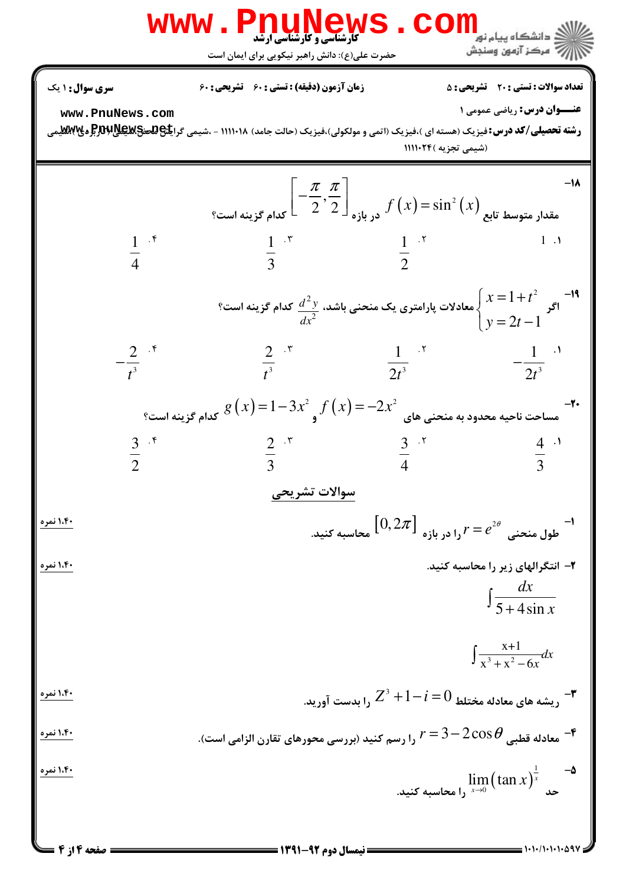**سری سوال:** ۱ یک

**زمان آزمون (دقیقه) : تستی :** ۶۰ **تشریحی :** ۶۰

**تعداد سوالات : تستی :** ۲۰ **تشریحی :** ۵

**عنــــوان درس:** ریاضی عمومی ۱

**رشته تحصیلی/کد درس:** فیزیک (هسته ای )،فیزیک (اتمی و مولکولی)،فیزیک (حالت جامد) ۱۱۱۱۰۱۸ - ،شیمی گرایش محض،شیمی (کاربردی)،شیمی (شیمی تجزیه )۱۱۱۱۰۲۴

۱۸- مقدار متوسط تابع $f(x)=\sin^2(x)$ در بازه $\left[-\frac{\pi}{2},\frac{\pi}{2}\right]$ کدام گزینه است؟

۱. $1$ ۲. $\frac{1}{2}$ ۳. $\frac{1}{3}$ ۴. $\frac{1}{4}$

۱۹- اگر $\begin{cases} x=1+t^2 \\ y=2t-1 \end{cases}$ معادلات پارامتری یک منحنی باشد، $\frac{d^2y}{dx^2}$ کدام گزینه است؟

۱. $-\frac{1}{2t^3}$ ۲. $\frac{1}{2t^3}$ ۳. $\frac{2}{t^3}$ ۴. $-\frac{2}{t^3}$

۲۰- مساحت ناحیه محدود به منحنی های $f(x)=-2x^2$ و $g(x)=1-3x^2$ کدام گزینه است؟

۱. $\frac{4}{3}$ ۲. $\frac{3}{4}$ ۳. $\frac{2}{3}$ ۴. $\frac{3}{2}$

## سوالات تشریحی

۱- طول منحنی $r=e^{2\theta}$ را در بازه $[0,2\pi]$ محاسبه کنید. (۱،۴۰ نمره)

۲- انتگرالهای زیر را محاسبه کنید. (۱،۴۰ نمره)

$$\int \frac{dx}{5+4\sin x}$$

$$\int \frac{x+1}{x^3+x^2-6x}dx$$

۳- ریشه های معادله مختلط $Z^3+1-i=0$ را بدست آورید. (۱،۴۰ نمره)

۴- معادله قطبی $r=3-2\cos\theta$ را رسم کنید (بررسی محورهای تقارن الزامی است). (۱،۴۰ نمره)

۵- حد $\lim_{x\to 0}(\tan x)^{\frac{1}{x}}$ را محاسبه کنید. (۱،۴۰ نمره)